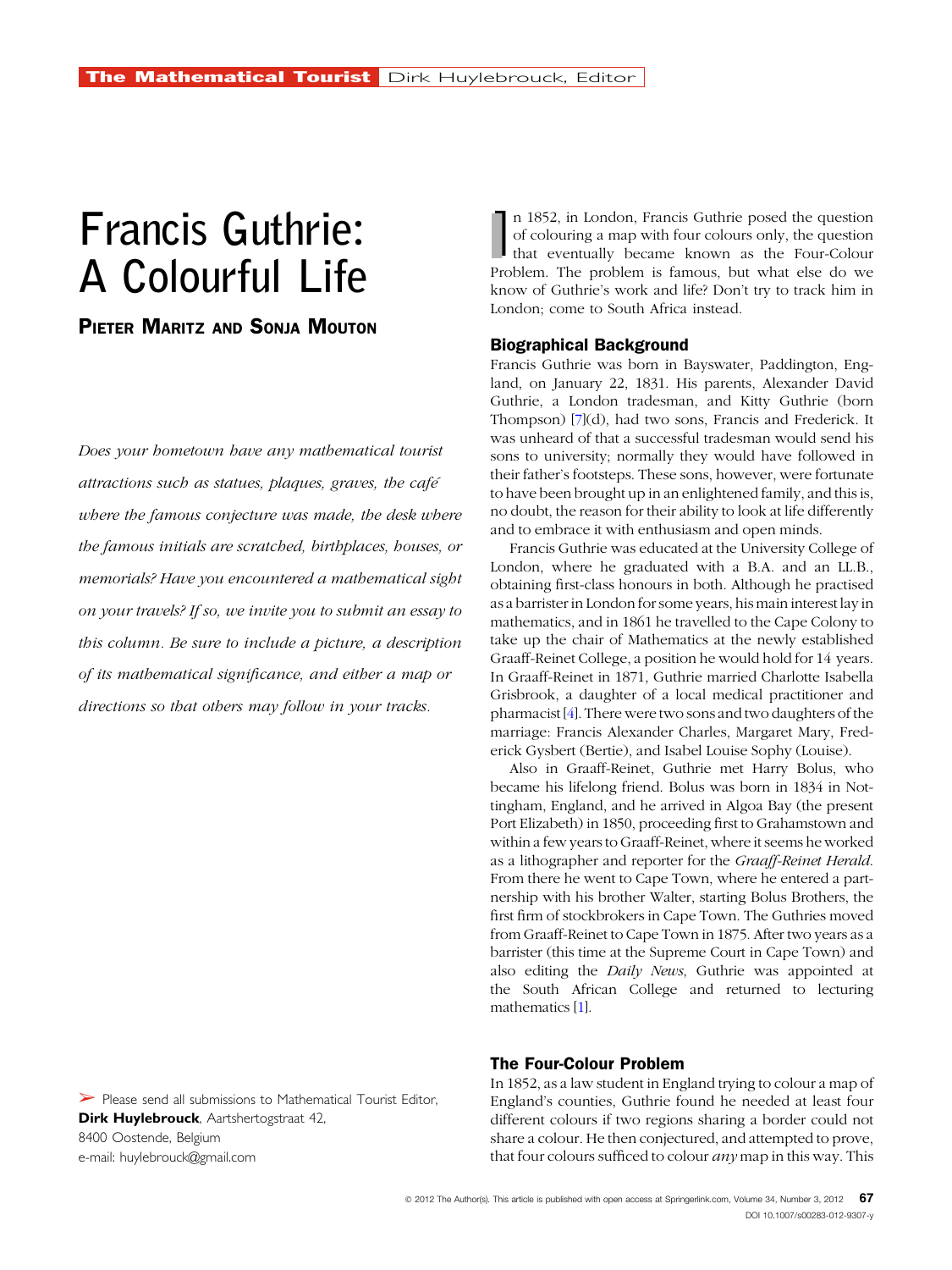# Francis Guthrie: A Colourful Life

**Pieter Maritz and Sonja Mouton**

*Does your hometown have any mathematical tourist attractions such as statues, plaques, graves, the café where the famous conjecture was made, the desk where the famous initials are scratched, birthplaces, houses, or memorials? Have you encountered a mathematical sight on your travels? If so, we invite you to submit an essay to this column. Be sure to include a picture, a description of its mathematical significance, and either a map or directions so that others may follow in your tracks.*

➢ Please send all submissions to Mathematical Tourist Editor, **Dirk Huylebrouck**, Aartshertogstraat 42, 8400 Oostende, Belgium
e-mail: huylebrouck@gmail.com

In 1852, in London, Francis Guthrie posed the question of colouring a map with four colours only, the question that eventually became known as the Four-Colour Problem. The problem is famous, but what else do we know of Guthrie's work and life? Don't try to track him in London; come to South Africa instead.

## Biographical Background

Francis Guthrie was born in Bayswater, Paddington, England, on January 22, 1831. His parents, Alexander David Guthrie, a London tradesman, and Kitty Guthrie (born Thompson) [7](d), had two sons, Francis and Frederick. It was unheard of that a successful tradesman would send his sons to university; normally they would have followed in their father's footsteps. These sons, however, were fortunate to have been brought up in an enlightened family, and this is, no doubt, the reason for their ability to look at life differently and to embrace it with enthusiasm and open minds.

Francis Guthrie was educated at the University College of London, where he graduated with a B.A. and an LL.B., obtaining first-class honours in both. Although he practised as a barrister in London for some years, his main interest lay in mathematics, and in 1861 he travelled to the Cape Colony to take up the chair of Mathematics at the newly established Graaff-Reinet College, a position he would hold for 14 years. In Graaff-Reinet in 1871, Guthrie married Charlotte Isabella Grisbrook, a daughter of a local medical practitioner and pharmacist [4]. There were two sons and two daughters of the marriage: Francis Alexander Charles, Margaret Mary, Frederick Gysbert (Bertie), and Isabel Louise Sophy (Louise).

Also in Graaff-Reinet, Guthrie met Harry Bolus, who became his lifelong friend. Bolus was born in 1834 in Nottingham, England, and he arrived in Algoa Bay (the present Port Elizabeth) in 1850, proceeding first to Grahamstown and within a few years to Graaff-Reinet, where it seems he worked as a lithographer and reporter for the *Graaff-Reinet Herald*. From there he went to Cape Town, where he entered a partnership with his brother Walter, starting Bolus Brothers, the first firm of stockbrokers in Cape Town. The Guthries moved from Graaff-Reinet to Cape Town in 1875. After two years as a barrister (this time at the Supreme Court in Cape Town) and also editing the *Daily News*, Guthrie was appointed at the South African College and returned to lecturing mathematics [1].

## The Four-Colour Problem

In 1852, as a law student in England trying to colour a map of England's counties, Guthrie found he needed at least four different colours if two regions sharing a border could not share a colour. He then conjectured, and attempted to prove, that four colours sufficed to colour *any* map in this way. This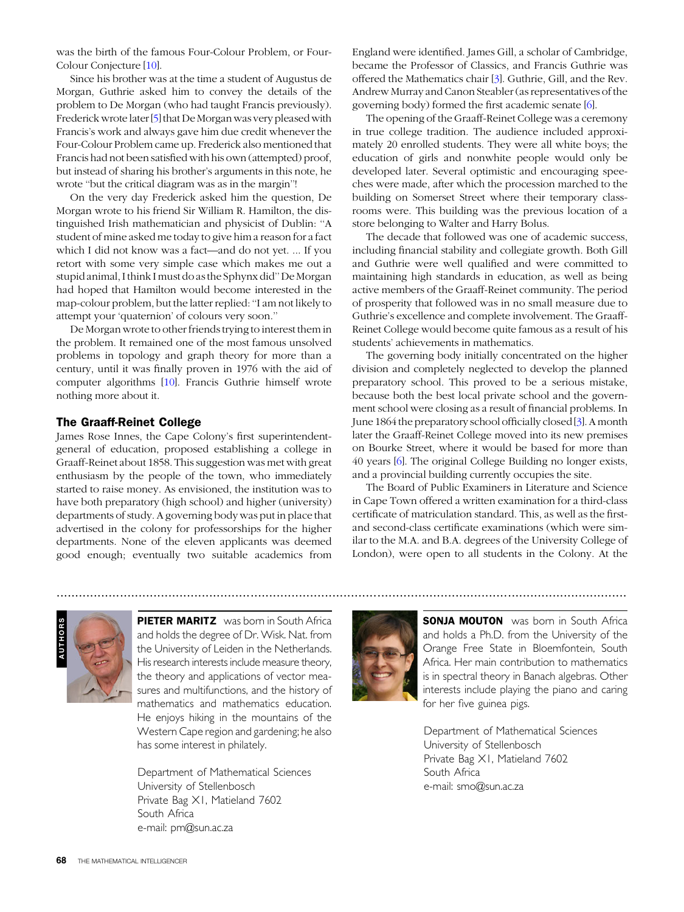was the birth of the famous Four-Colour Problem, or Four-Colour Conjecture [10].

Since his brother was at the time a student of Augustus de Morgan, Guthrie asked him to convey the details of the problem to De Morgan (who had taught Francis previously). Frederick wrote later [5] that De Morgan was very pleased with Francis's work and always gave him due credit whenever the Four-Colour Problem came up. Frederick also mentioned that Francis had not been satisfied with his own (attempted) proof, but instead of sharing his brother's arguments in this note, he wrote "but the critical diagram was as in the margin"!

On the very day Frederick asked him the question, De Morgan wrote to his friend Sir William R. Hamilton, the distinguished Irish mathematician and physicist of Dublin: "A student of mine asked me today to give him a reason for a fact which I did not know was a fact—and do not yet. ... If you retort with some very simple case which makes me out a stupid animal, I think I must do as the Sphynx did" De Morgan had hoped that Hamilton would become interested in the map-colour problem, but the latter replied: "I am not likely to attempt your 'quaternion' of colours very soon."

De Morgan wrote to other friends trying to interest them in the problem. It remained one of the most famous unsolved problems in topology and graph theory for more than a century, until it was finally proven in 1976 with the aid of computer algorithms [10]. Francis Guthrie himself wrote nothing more about it.

## The Graaff-Reinet College

James Rose Innes, the Cape Colony's first superintendent-general of education, proposed establishing a college in Graaff-Reinet about 1858. This suggestion was met with great enthusiasm by the people of the town, who immediately started to raise money. As envisioned, the institution was to have both preparatory (high school) and higher (university) departments of study. A governing body was put in place that advertised in the colony for professorships for the higher departments. None of the eleven applicants was deemed good enough; eventually two suitable academics from England were identified. James Gill, a scholar of Cambridge, became the Professor of Classics, and Francis Guthrie was offered the Mathematics chair [3]. Guthrie, Gill, and the Rev. Andrew Murray and Canon Steabler (as representatives of the governing body) formed the first academic senate [6].

The opening of the Graaff-Reinet College was a ceremony in true college tradition. The audience included approximately 20 enrolled students. They were all white boys; the education of girls and nonwhite people would only be developed later. Several optimistic and encouraging speeches were made, after which the procession marched to the building on Somerset Street where their temporary classrooms were. This building was the previous location of a store belonging to Walter and Harry Bolus.

The decade that followed was one of academic success, including financial stability and collegiate growth. Both Gill and Guthrie were well qualified and were committed to maintaining high standards in education, as well as being active members of the Graaff-Reinet community. The period of prosperity that followed was in no small measure due to Guthrie's excellence and complete involvement. The Graaff-Reinet College would become quite famous as a result of his students' achievements in mathematics.

The governing body initially concentrated on the higher division and completely neglected to develop the planned preparatory school. This proved to be a serious mistake, because both the best local private school and the government school were closing as a result of financial problems. In June 1864 the preparatory school officially closed [3]. A month later the Graaff-Reinet College moved into its new premises on Bourke Street, where it would be based for more than 40 years [6]. The original College Building no longer exists, and a provincial building currently occupies the site.

The Board of Public Examiners in Literature and Science in Cape Town offered a written examination for a third-class certificate of matriculation standard. This, as well as the first- and second-class certificate examinations (which were similar to the M.A. and B.A. degrees of the University College of London), were open to all students in the Colony. At the

AUTHORS

**PIETER MARITZ** was born in South Africa and holds the degree of Dr. Wisk. Nat. from the University of Leiden in the Netherlands. His research interests include measure theory, the theory and applications of vector measures and multifunctions, and the history of mathematics and mathematics education. He enjoys hiking in the mountains of the Western Cape region and gardening; he also has some interest in philately.

Department of Mathematical Sciences
University of Stellenbosch
Private Bag X1, Matieland 7602
South Africa
e-mail: pm@sun.ac.za

**SONJA MOUTON** was born in South Africa and holds a Ph.D. from the University of the Orange Free State in Bloemfontein, South Africa. Her main contribution to mathematics is in spectral theory in Banach algebras. Other interests include playing the piano and caring for her five guinea pigs.

Department of Mathematical Sciences
University of Stellenbosch
Private Bag X1, Matieland 7602
South Africa
e-mail: smo@sun.ac.za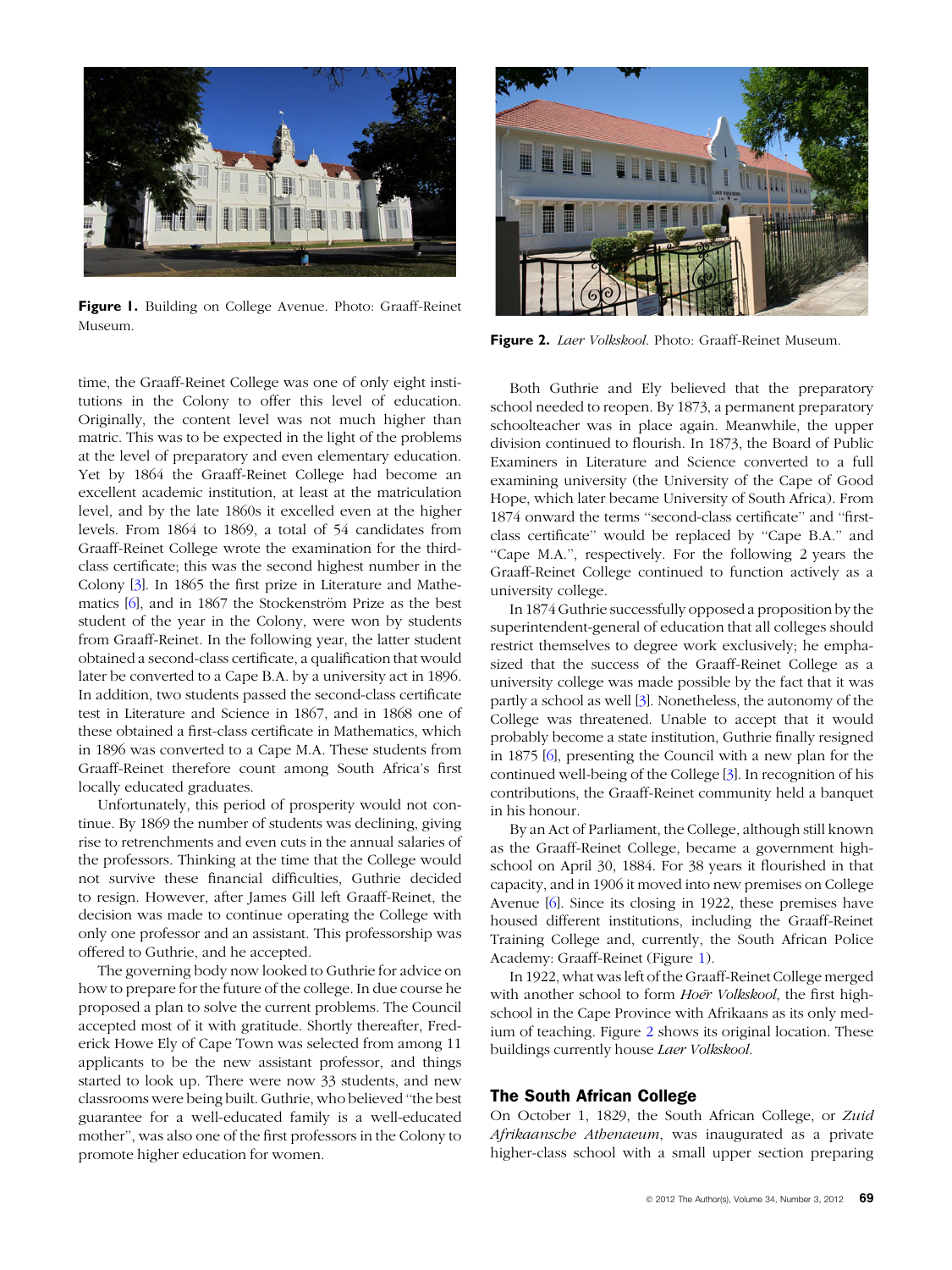**Figure 1.** Building on College Avenue. Photo: Graaff-Reinet Museum.

**Figure 2.** *Laer Volkskool*. Photo: Graaff-Reinet Museum.

time, the Graaff-Reinet College was one of only eight institutions in the Colony to offer this level of education. Originally, the content level was not much higher than matric. This was to be expected in the light of the problems at the level of preparatory and even elementary education. Yet by 1864 the Graaff-Reinet College had become an excellent academic institution, at least at the matriculation level, and by the late 1860s it excelled even at the higher levels. From 1864 to 1869, a total of 54 candidates from Graaff-Reinet College wrote the examination for the third-class certificate; this was the second highest number in the Colony [3]. In 1865 the first prize in Literature and Mathematics [6], and in 1867 the Stockenström Prize as the best student of the year in the Colony, were won by students from Graaff-Reinet. In the following year, the latter student obtained a second-class certificate, a qualification that would later be converted to a Cape B.A. by a university act in 1896. In addition, two students passed the second-class certificate test in Literature and Science in 1867, and in 1868 one of these obtained a first-class certificate in Mathematics, which in 1896 was converted to a Cape M.A. These students from Graaff-Reinet therefore count among South Africa's first locally educated graduates.

Unfortunately, this period of prosperity would not continue. By 1869 the number of students was declining, giving rise to retrenchments and even cuts in the annual salaries of the professors. Thinking at the time that the College would not survive these financial difficulties, Guthrie decided to resign. However, after James Gill left Graaff-Reinet, the decision was made to continue operating the College with only one professor and an assistant. This professorship was offered to Guthrie, and he accepted.

The governing body now looked to Guthrie for advice on how to prepare for the future of the college. In due course he proposed a plan to solve the current problems. The Council accepted most of it with gratitude. Shortly thereafter, Frederick Howe Ely of Cape Town was selected from among 11 applicants to be the new assistant professor, and things started to look up. There were now 33 students, and new classrooms were being built. Guthrie, who believed "the best guarantee for a well-educated family is a well-educated mother", was also one of the first professors in the Colony to promote higher education for women.

Both Guthrie and Ely believed that the preparatory school needed to reopen. By 1873, a permanent preparatory schoolteacher was in place again. Meanwhile, the upper division continued to flourish. In 1873, the Board of Public Examiners in Literature and Science converted to a full examining university (the University of the Cape of Good Hope, which later became University of South Africa). From 1874 onward the terms "second-class certificate" and "first-class certificate" would be replaced by "Cape B.A." and "Cape M.A.", respectively. For the following 2 years the Graaff-Reinet College continued to function actively as a university college.

In 1874 Guthrie successfully opposed a proposition by the superintendent-general of education that all colleges should restrict themselves to degree work exclusively; he emphasized that the success of the Graaff-Reinet College as a university college was made possible by the fact that it was partly a school as well [3]. Nonetheless, the autonomy of the College was threatened. Unable to accept that it would probably become a state institution, Guthrie finally resigned in 1875 [6], presenting the Council with a new plan for the continued well-being of the College [3]. In recognition of his contributions, the Graaff-Reinet community held a banquet in his honour.

By an Act of Parliament, the College, although still known as the Graaff-Reinet College, became a government high-school on April 30, 1884. For 38 years it flourished in that capacity, and in 1906 it moved into new premises on College Avenue [6]. Since its closing in 1922, these premises have housed different institutions, including the Graaff-Reinet Training College and, currently, the South African Police Academy: Graaff-Reinet (Figure 1).

In 1922, what was left of the Graaff-Reinet College merged with another school to form *Hoër Volkskool*, the first high-school in the Cape Province with Afrikaans as its only medium of teaching. Figure 2 shows its original location. These buildings currently house *Laer Volkskool*.

## The South African College

On October 1, 1829, the South African College, or *Zuid Afrikaansche Athenaeum*, was inaugurated as a private higher-class school with a small upper section preparing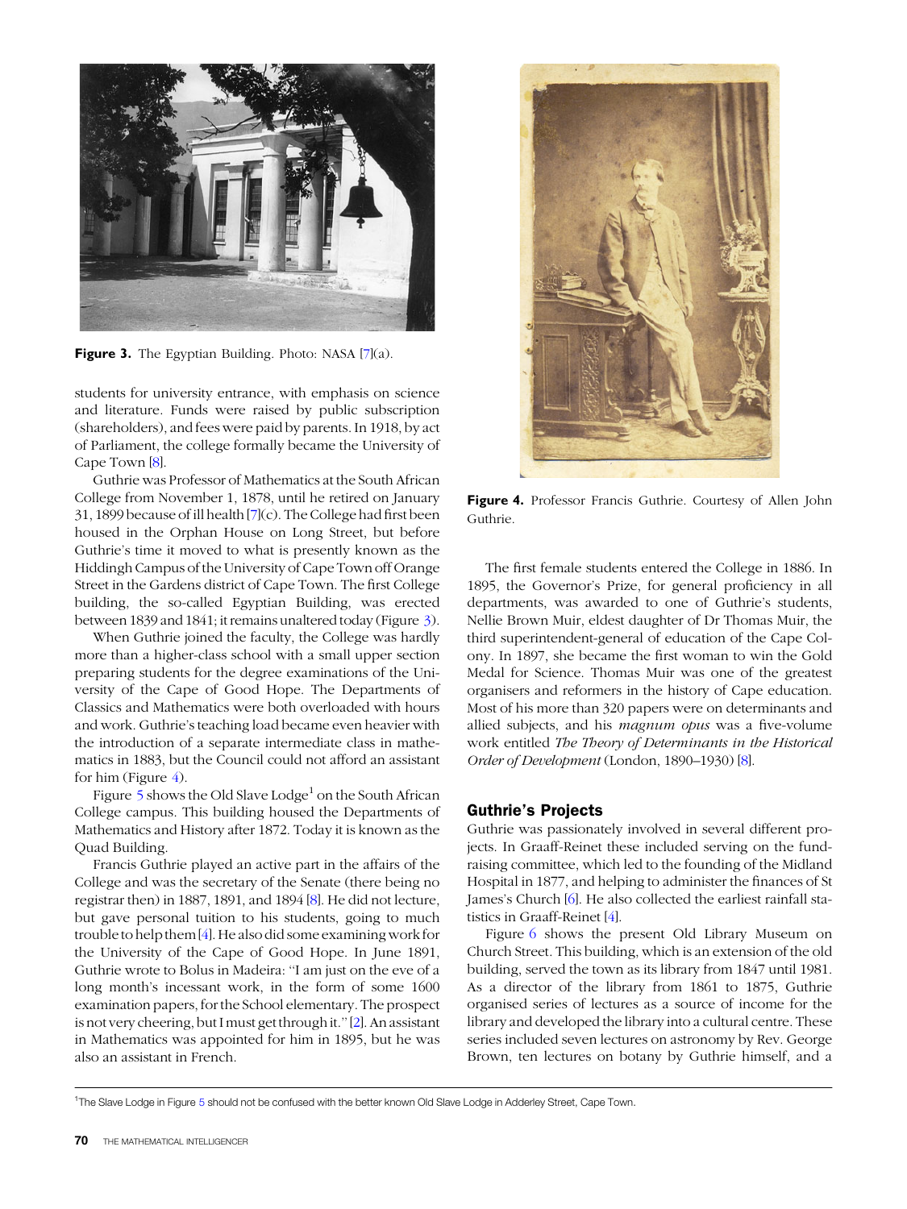Figure 3. The Egyptian Building. Photo: NASA [7](a).

students for university entrance, with emphasis on science and literature. Funds were raised by public subscription (shareholders), and fees were paid by parents. In 1918, by act of Parliament, the college formally became the University of Cape Town [8].

Guthrie was Professor of Mathematics at the South African College from November 1, 1878, until he retired on January 31, 1899 because of ill health [7](c). The College had first been housed in the Orphan House on Long Street, but before Guthrie's time it moved to what is presently known as the Hiddingh Campus of the University of Cape Town off Orange Street in the Gardens district of Cape Town. The first College building, the so-called Egyptian Building, was erected between 1839 and 1841; it remains unaltered today (Figure 3).

When Guthrie joined the faculty, the College was hardly more than a higher-class school with a small upper section preparing students for the degree examinations of the University of the Cape of Good Hope. The Departments of Classics and Mathematics were both overloaded with hours and work. Guthrie's teaching load became even heavier with the introduction of a separate intermediate class in mathematics in 1883, but the Council could not afford an assistant for him (Figure 4).

Figure 5 shows the Old Slave Lodge[1] on the South African College campus. This building housed the Departments of Mathematics and History after 1872. Today it is known as the Quad Building.

Francis Guthrie played an active part in the affairs of the College and was the secretary of the Senate (there being no registrar then) in 1887, 1891, and 1894 [8]. He did not lecture, but gave personal tuition to his students, going to much trouble to help them [4]. He also did some examining work for the University of the Cape of Good Hope. In June 1891, Guthrie wrote to Bolus in Madeira: "I am just on the eve of a long month's incessant work, in the form of some 1600 examination papers, for the School elementary. The prospect is not very cheering, but I must get through it." [2]. An assistant in Mathematics was appointed for him in 1895, but he was also an assistant in French.

Figure 4. Professor Francis Guthrie. Courtesy of Allen John Guthrie.

The first female students entered the College in 1886. In 1895, the Governor's Prize, for general proficiency in all departments, was awarded to one of Guthrie's students, Nellie Brown Muir, eldest daughter of Dr Thomas Muir, the third superintendent-general of education of the Cape Colony. In 1897, she became the first woman to win the Gold Medal for Science. Thomas Muir was one of the greatest organisers and reformers in the history of Cape education. Most of his more than 320 papers were on determinants and allied subjects, and his *magnum opus* was a five-volume work entitled *The Theory of Determinants in the Historical Order of Development* (London, 1890–1930) [8].

## Guthrie's Projects

Guthrie was passionately involved in several different projects. In Graaff-Reinet these included serving on the fund-raising committee, which led to the founding of the Midland Hospital in 1877, and helping to administer the finances of St James's Church [6]. He also collected the earliest rainfall statistics in Graaff-Reinet [4].

Figure 6 shows the present Old Library Museum on Church Street. This building, which is an extension of the old building, served the town as its library from 1847 until 1981. As a director of the library from 1861 to 1875, Guthrie organised series of lectures as a source of income for the library and developed the library into a cultural centre. These series included seven lectures on astronomy by Rev. George Brown, ten lectures on botany by Guthrie himself, and a

[1] The Slave Lodge in Figure 5 should not be confused with the better known Old Slave Lodge in Adderley Street, Cape Town.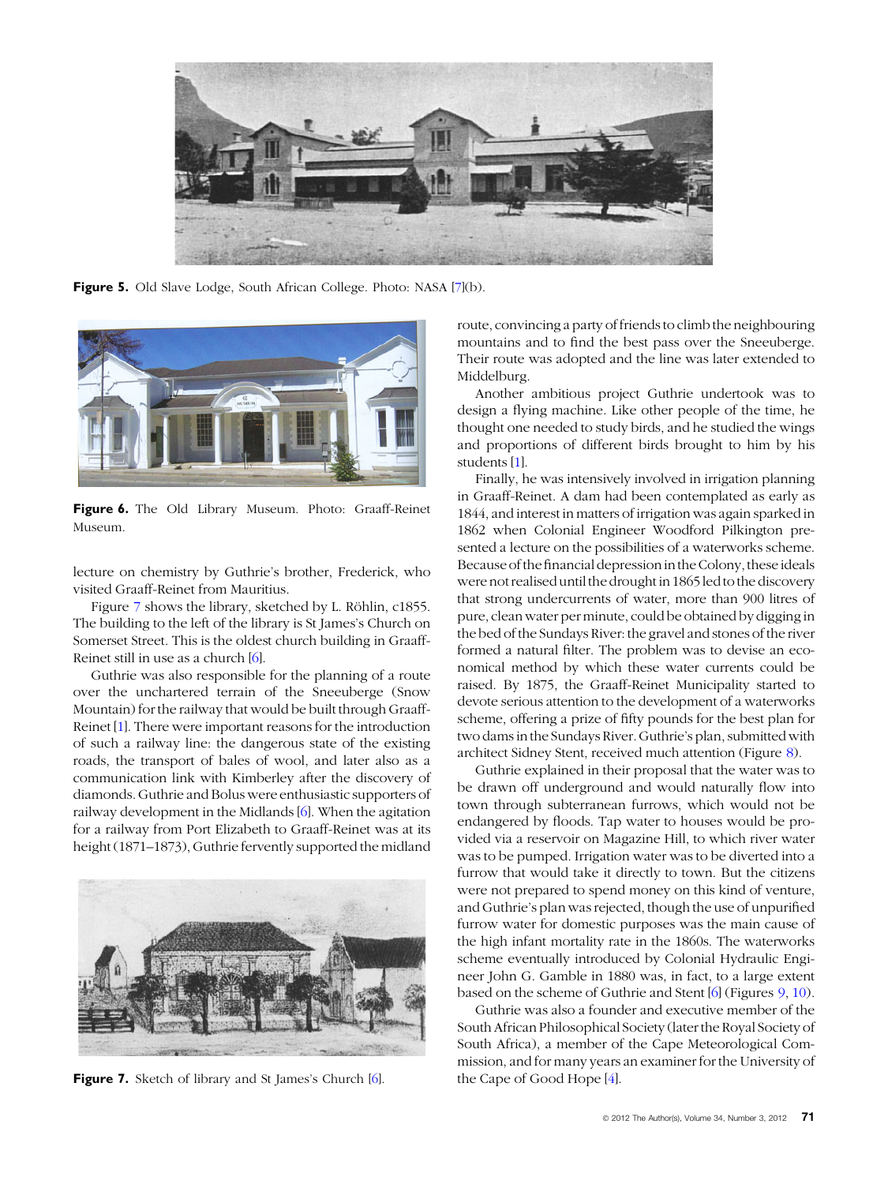Figure 5. Old Slave Lodge, South African College. Photo: NASA [7](b).

Figure 6. The Old Library Museum. Photo: Graaff-Reinet Museum.

lecture on chemistry by Guthrie's brother, Frederick, who visited Graaff-Reinet from Mauritius.

Figure 7 shows the library, sketched by L. Röhlin, c1855. The building to the left of the library is St James's Church on Somerset Street. This is the oldest church building in Graaff-Reinet still in use as a church [6].

Guthrie was also responsible for the planning of a route over the unchartered terrain of the Sneeuberge (Snow Mountain) for the railway that would be built through Graaff-Reinet [1]. There were important reasons for the introduction of such a railway line: the dangerous state of the existing roads, the transport of bales of wool, and later also as a communication link with Kimberley after the discovery of diamonds. Guthrie and Bolus were enthusiastic supporters of railway development in the Midlands [6]. When the agitation for a railway from Port Elizabeth to Graaff-Reinet was at its height (1871–1873), Guthrie fervently supported the midland route, convincing a party of friends to climb the neighbouring mountains and to find the best pass over the Sneeuberge. Their route was adopted and the line was later extended to Middelburg.

Figure 7. Sketch of library and St James's Church [6].

Another ambitious project Guthrie undertook was to design a flying machine. Like other people of the time, he thought one needed to study birds, and he studied the wings and proportions of different birds brought to him by his students [1].

Finally, he was intensively involved in irrigation planning in Graaff-Reinet. A dam had been contemplated as early as 1844, and interest in matters of irrigation was again sparked in 1862 when Colonial Engineer Woodford Pilkington presented a lecture on the possibilities of a waterworks scheme. Because of the financial depression in the Colony, these ideals were not realised until the drought in 1865 led to the discovery that strong undercurrents of water, more than 900 litres of pure, clean water per minute, could be obtained by digging in the bed of the Sundays River: the gravel and stones of the river formed a natural filter. The problem was to devise an economical method by which these water currents could be raised. By 1875, the Graaff-Reinet Municipality started to devote serious attention to the development of a waterworks scheme, offering a prize of fifty pounds for the best plan for two dams in the Sundays River. Guthrie's plan, submitted with architect Sidney Stent, received much attention (Figure 8).

Guthrie explained in their proposal that the water was to be drawn off underground and would naturally flow into town through subterranean furrows, which would not be endangered by floods. Tap water to houses would be provided via a reservoir on Magazine Hill, to which river water was to be pumped. Irrigation water was to be diverted into a furrow that would take it directly to town. But the citizens were not prepared to spend money on this kind of venture, and Guthrie's plan was rejected, though the use of unpurified furrow water for domestic purposes was the main cause of the high infant mortality rate in the 1860s. The waterworks scheme eventually introduced by Colonial Hydraulic Engineer John G. Gamble in 1880 was, in fact, to a large extent based on the scheme of Guthrie and Stent [6] (Figures 9, 10).

Guthrie was also a founder and executive member of the South African Philosophical Society (later the Royal Society of South Africa), a member of the Cape Meteorological Commission, and for many years an examiner for the University of the Cape of Good Hope [4].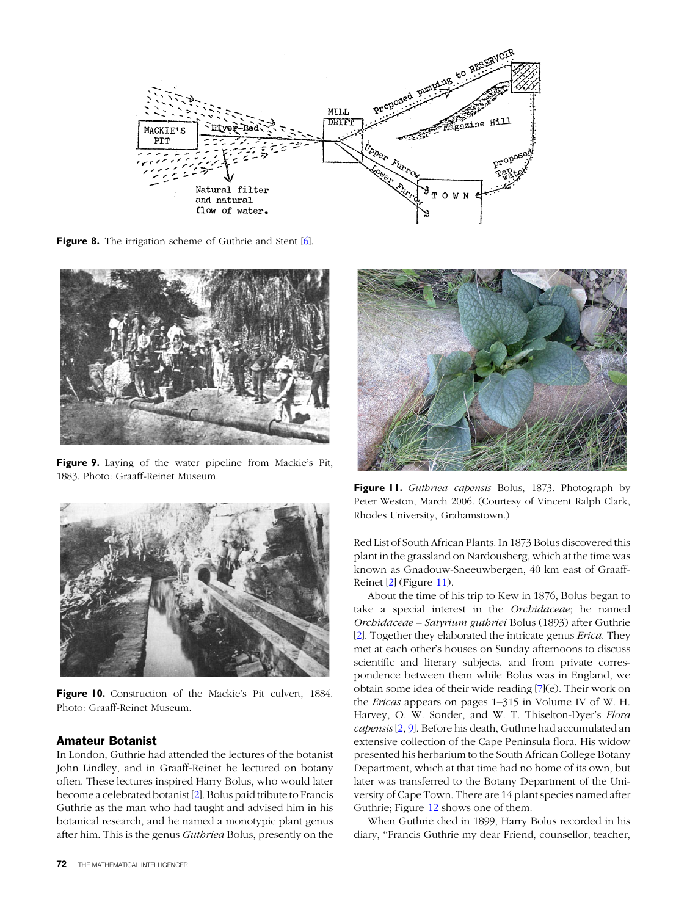Figure 8. The irrigation scheme of Guthrie and Stent [6].

Figure 9. Laying of the water pipeline from Mackie's Pit, 1883. Photo: Graaff-Reinet Museum.

Figure 10. Construction of the Mackie's Pit culvert, 1884. Photo: Graaff-Reinet Museum.

## Amateur Botanist

In London, Guthrie had attended the lectures of the botanist John Lindley, and in Graaff-Reinet he lectured on botany often. These lectures inspired Harry Bolus, who would later become a celebrated botanist [2]. Bolus paid tribute to Francis Guthrie as the man who had taught and advised him in his botanical research, and he named a monotypic plant genus after him. This is the genus *Guthriea* Bolus, presently on the Red List of South African Plants. In 1873 Bolus discovered this plant in the grassland on Nardousberg, which at the time was known as Gnadouw-Sneeuwbergen, 40 km east of Graaff-Reinet [2] (Figure 11).

Figure 11. *Guthriea capensis* Bolus, 1873. Photograph by Peter Weston, March 2006. (Courtesy of Vincent Ralph Clark, Rhodes University, Grahamstown.)

About the time of his trip to Kew in 1876, Bolus began to take a special interest in the *Orchidaceae*; he named *Orchidaceae – Satyrium guthriei* Bolus (1893) after Guthrie [2]. Together they elaborated the intricate genus *Erica*. They met at each other's houses on Sunday afternoons to discuss scientific and literary subjects, and from private correspondence between them while Bolus was in England, we obtain some idea of their wide reading [7](e). Their work on the *Ericas* appears on pages 1–315 in Volume IV of W. H. Harvey, O. W. Sonder, and W. T. Thiselton-Dyer's *Flora capensis* [2, 9]. Before his death, Guthrie had accumulated an extensive collection of the Cape Peninsula flora. His widow presented his herbarium to the South African College Botany Department, which at that time had no home of its own, but later was transferred to the Botany Department of the University of Cape Town. There are 14 plant species named after Guthrie; Figure 12 shows one of them.

When Guthrie died in 1899, Harry Bolus recorded in his diary, "Francis Guthrie my dear Friend, counsellor, teacher,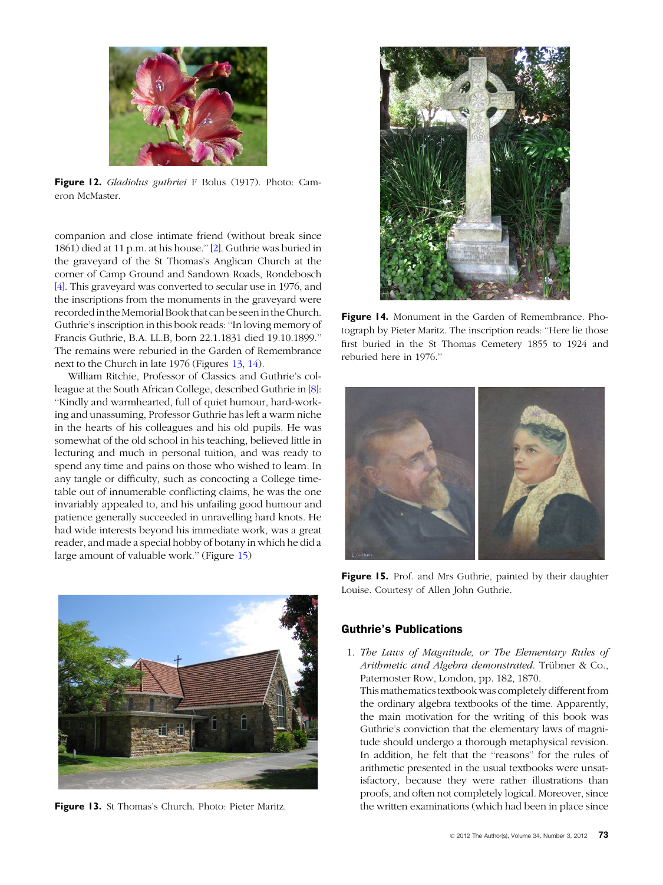Figure 12. *Gladiolus guthriei* F Bolus (1917). Photo: Cameron McMaster.

companion and close intimate friend (without break since 1861) died at 11 p.m. at his house." [2]. Guthrie was buried in the graveyard of the St Thomas's Anglican Church at the corner of Camp Ground and Sandown Roads, Rondebosch [4]. This graveyard was converted to secular use in 1976, and the inscriptions from the monuments in the graveyard were recorded in the Memorial Book that can be seen in the Church. Guthrie's inscription in this book reads: "In loving memory of Francis Guthrie, B.A. LL.B, born 22.1.1831 died 19.10.1899." The remains were reburied in the Garden of Remembrance next to the Church in late 1976 (Figures 13, 14).

William Ritchie, Professor of Classics and Guthrie's colleague at the South African College, described Guthrie in [8]: "Kindly and warmhearted, full of quiet humour, hard-working and unassuming, Professor Guthrie has left a warm niche in the hearts of his colleagues and his old pupils. He was somewhat of the old school in his teaching, believed little in lecturing and much in personal tuition, and was ready to spend any time and pains on those who wished to learn. In any tangle or difficulty, such as concocting a College time-table out of innumerable conflicting claims, he was the one invariably appealed to, and his unfailing good humour and patience generally succeeded in unravelling hard knots. He had wide interests beyond his immediate work, was a great reader, and made a special hobby of botany in which he did a large amount of valuable work." (Figure 15)

Figure 13. St Thomas's Church. Photo: Pieter Maritz.

Figure 14. Monument in the Garden of Remembrance. Photograph by Pieter Maritz. The inscription reads: "Here lie those first buried in the St Thomas Cemetery 1855 to 1924 and reburied here in 1976."

Figure 15. Prof. and Mrs Guthrie, painted by their daughter Louise. Courtesy of Allen John Guthrie.

## Guthrie's Publications

1. *The Laws of Magnitude, or The Elementary Rules of Arithmetic and Algebra demonstrated*. Trübner & Co., Paternoster Row, London, pp. 182, 1870.
   This mathematics textbook was completely different from the ordinary algebra textbooks of the time. Apparently, the main motivation for the writing of this book was Guthrie's conviction that the elementary laws of magnitude should undergo a thorough metaphysical revision. In addition, he felt that the "reasons" for the rules of arithmetic presented in the usual textbooks were unsatisfactory, because they were rather illustrations than proofs, and often not completely logical. Moreover, since the written examinations (which had been in place since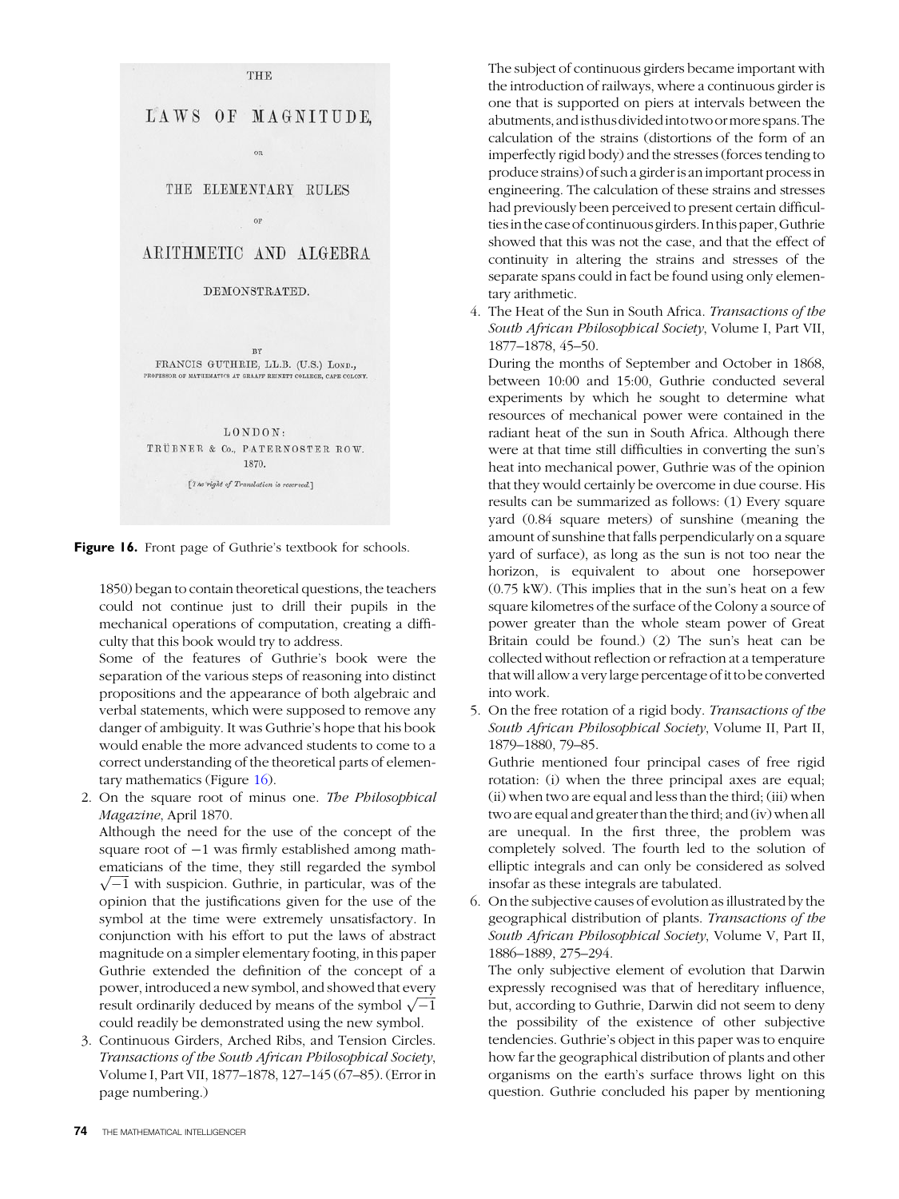THE

LAWS OF MAGNITUDE,

OR

THE ELEMENTARY RULES

OF

ARITHMETIC AND ALGEBRA

DEMONSTRATED.

BY

FRANCIS GUTHRIE, LL.B. (U.S.) LOND.,

PROFESSOR OF MATHEMATICS AT GRAAFF REINETT COLLEGE, CAPE COLONY.

LONDON:

TRÜBNER & Co., PATERNOSTER ROW.

1870.

[The right of Translation is reserved.]

**Figure 16.** Front page of Guthrie's textbook for schools.

1850) began to contain theoretical questions, the teachers could not continue just to drill their pupils in the mechanical operations of computation, creating a difficulty that this book would try to address.

Some of the features of Guthrie's book were the separation of the various steps of reasoning into distinct propositions and the appearance of both algebraic and verbal statements, which were supposed to remove any danger of ambiguity. It was Guthrie's hope that his book would enable the more advanced students to come to a correct understanding of the theoretical parts of elementary mathematics (Figure 16).

2. On the square root of minus one. *The Philosophical Magazine*, April 1870.

   Although the need for the use of the concept of the square root of $-1$ was firmly established among mathematicians of the time, they still regarded the symbol $\sqrt{-1}$ with suspicion. Guthrie, in particular, was of the opinion that the justifications given for the use of the symbol at the time were extremely unsatisfactory. In conjunction with his effort to put the laws of abstract magnitude on a simpler elementary footing, in this paper Guthrie extended the definition of the concept of a power, introduced a new symbol, and showed that every result ordinarily deduced by means of the symbol $\sqrt{-1}$ could readily be demonstrated using the new symbol.

3. Continuous Girders, Arched Ribs, and Tension Circles. *Transactions of the South African Philosophical Society*, Volume I, Part VII, 1877–1878, 127–145 (67–85). (Error in page numbering.)

   The subject of continuous girders became important with the introduction of railways, where a continuous girder is one that is supported on piers at intervals between the abutments, and is thus divided into two or more spans. The calculation of the strains (distortions of the form of an imperfectly rigid body) and the stresses (forces tending to produce strains) of such a girder is an important process in engineering. The calculation of these strains and stresses had previously been perceived to present certain difficulties in the case of continuous girders. In this paper, Guthrie showed that this was not the case, and that the effect of continuity in altering the strains and stresses of the separate spans could in fact be found using only elementary arithmetic.

4. The Heat of the Sun in South Africa. *Transactions of the South African Philosophical Society*, Volume I, Part VII, 1877–1878, 45–50.

   During the months of September and October in 1868, between 10:00 and 15:00, Guthrie conducted several experiments by which he sought to determine what resources of mechanical power were contained in the radiant heat of the sun in South Africa. Although there were at that time still difficulties in converting the sun's heat into mechanical power, Guthrie was of the opinion that they would certainly be overcome in due course. His results can be summarized as follows: (1) Every square yard (0.84 square meters) of sunshine (meaning the amount of sunshine that falls perpendicularly on a square yard of surface), as long as the sun is not too near the horizon, is equivalent to about one horsepower (0.75 kW). (This implies that in the sun's heat on a few square kilometres of the surface of the Colony a source of power greater than the whole steam power of Great Britain could be found.) (2) The sun's heat can be collected without reflection or refraction at a temperature that will allow a very large percentage of it to be converted into work.

5. On the free rotation of a rigid body. *Transactions of the South African Philosophical Society*, Volume II, Part II, 1879–1880, 79–85.

   Guthrie mentioned four principal cases of free rigid rotation: (i) when the three principal axes are equal; (ii) when two are equal and less than the third; (iii) when two are equal and greater than the third; and (iv) when all are unequal. In the first three, the problem was completely solved. The fourth led to the solution of elliptic integrals and can only be considered as solved insofar as these integrals are tabulated.

6. On the subjective causes of evolution as illustrated by the geographical distribution of plants. *Transactions of the South African Philosophical Society*, Volume V, Part II, 1886–1889, 275–294.

   The only subjective element of evolution that Darwin expressly recognised was that of hereditary influence, but, according to Guthrie, Darwin did not seem to deny the possibility of the existence of other subjective tendencies. Guthrie's object in this paper was to enquire how far the geographical distribution of plants and other organisms on the earth's surface throws light on this question. Guthrie concluded his paper by mentioning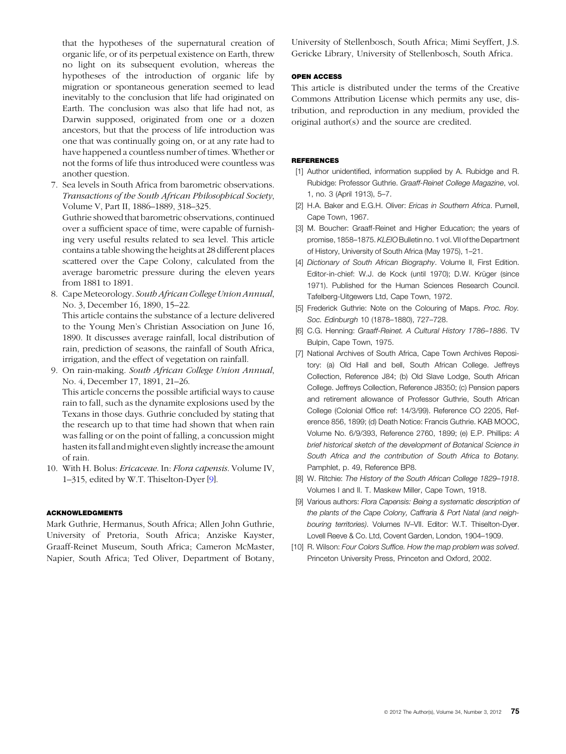that the hypotheses of the supernatural creation of organic life, or of its perpetual existence on Earth, threw no light on its subsequent evolution, whereas the hypotheses of the introduction of organic life by migration or spontaneous generation seemed to lead inevitably to the conclusion that life had originated on Earth. The conclusion was also that life had not, as Darwin supposed, originated from one or a dozen ancestors, but that the process of life introduction was one that was continually going on, or at any rate had to have happened a countless number of times. Whether or not the forms of life thus introduced were countless was another question.

7. Sea levels in South Africa from barometric observations. *Transactions of the South African Philosophical Society*, Volume V, Part II, 1886–1889, 318–325.
   Guthrie showed that barometric observations, continued over a sufficient space of time, were capable of furnishing very useful results related to sea level. This article contains a table showing the heights at 28 different places scattered over the Cape Colony, calculated from the average barometric pressure during the eleven years from 1881 to 1891.
8. Cape Meteorology. *South African College Union Annual*, No. 3, December 16, 1890, 15–22.
   This article contains the substance of a lecture delivered to the Young Men's Christian Association on June 16, 1890. It discusses average rainfall, local distribution of rain, prediction of seasons, the rainfall of South Africa, irrigation, and the effect of vegetation on rainfall.
9. On rain-making. *South African College Union Annual*, No. 4, December 17, 1891, 21–26.
   This article concerns the possible artificial ways to cause rain to fall, such as the dynamite explosions used by the Texans in those days. Guthrie concluded by stating that the research up to that time had shown that when rain was falling or on the point of falling, a concussion might hasten its fall and might even slightly increase the amount of rain.
10. With H. Bolus: *Ericaceae*. In: *Flora capensis*. Volume IV, 1–315, edited by W.T. Thiselton-Dyer [9].

#### ACKNOWLEDGMENTS

Mark Guthrie, Hermanus, South Africa; Allen John Guthrie, University of Pretoria, South Africa; Anziske Kayster, Graaff-Reinet Museum, South Africa; Cameron McMaster, Napier, South Africa; Ted Oliver, Department of Botany, University of Stellenbosch, South Africa; Mimi Seyffert, J.S. Gericke Library, University of Stellenbosch, South Africa.

#### OPEN ACCESS

This article is distributed under the terms of the Creative Commons Attribution License which permits any use, distribution, and reproduction in any medium, provided the original author(s) and the source are credited.

#### REFERENCES

[1] Author unidentified, information supplied by A. Rubidge and R. Rubidge: Professor Guthrie. *Graaff-Reinet College Magazine*, vol. 1, no. 3 (April 1913), 5–7.

[2] H.A. Baker and E.G.H. Oliver: *Ericas in Southern Africa*. Purnell, Cape Town, 1967.

[3] M. Boucher: Graaff-Reinet and Higher Education; the years of promise, 1858–1875. *KLEIO* Bulletin no. 1 vol. VII of the Department of History, University of South Africa (May 1975), 1–21.

[4] *Dictionary of South African Biography*. Volume II, First Edition. Editor-in-chief: W.J. de Kock (until 1970); D.W. Krüger (since 1971). Published for the Human Sciences Research Council. Tafelberg-Uitgewers Ltd, Cape Town, 1972.

[5] Frederick Guthrie: Note on the Colouring of Maps. *Proc. Roy. Soc. Edinburgh* 10 (1878–1880), 727–728.

[6] C.G. Henning: *Graaff-Reinet. A Cultural History 1786–1886*. TV Bulpin, Cape Town, 1975.

[7] National Archives of South Africa, Cape Town Archives Repository: (a) Old Hall and bell, South African College. Jeffreys Collection, Reference J84; (b) Old Slave Lodge, South African College. Jeffreys Collection, Reference J8350; (c) Pension papers and retirement allowance of Professor Guthrie, South African College (Colonial Office ref: 14/3/99). Reference CO 2205, Reference 856, 1899; (d) Death Notice: Francis Guthrie. KAB MOOC, Volume No. 6/9/393, Reference 2760, 1899; (e) E.P. Phillips: *A brief historical sketch of the development of Botanical Science in South Africa and the contribution of South Africa to Botany*. Pamphlet, p. 49, Reference BP8.

[8] W. Ritchie: *The History of the South African College 1829–1918*. Volumes I and II. T. Maskew Miller, Cape Town, 1918.

[9] Various authors: *Flora Capensis: Being a systematic description of the plants of the Cape Colony, Caffraria & Port Natal (and neighbouring territories)*. Volumes IV–VII. Editor: W.T. Thiselton-Dyer. Lovell Reeve & Co. Ltd, Covent Garden, London, 1904–1909.

[10] R. Wilson: *Four Colors Suffice. How the map problem was solved*. Princeton University Press, Princeton and Oxford, 2002.